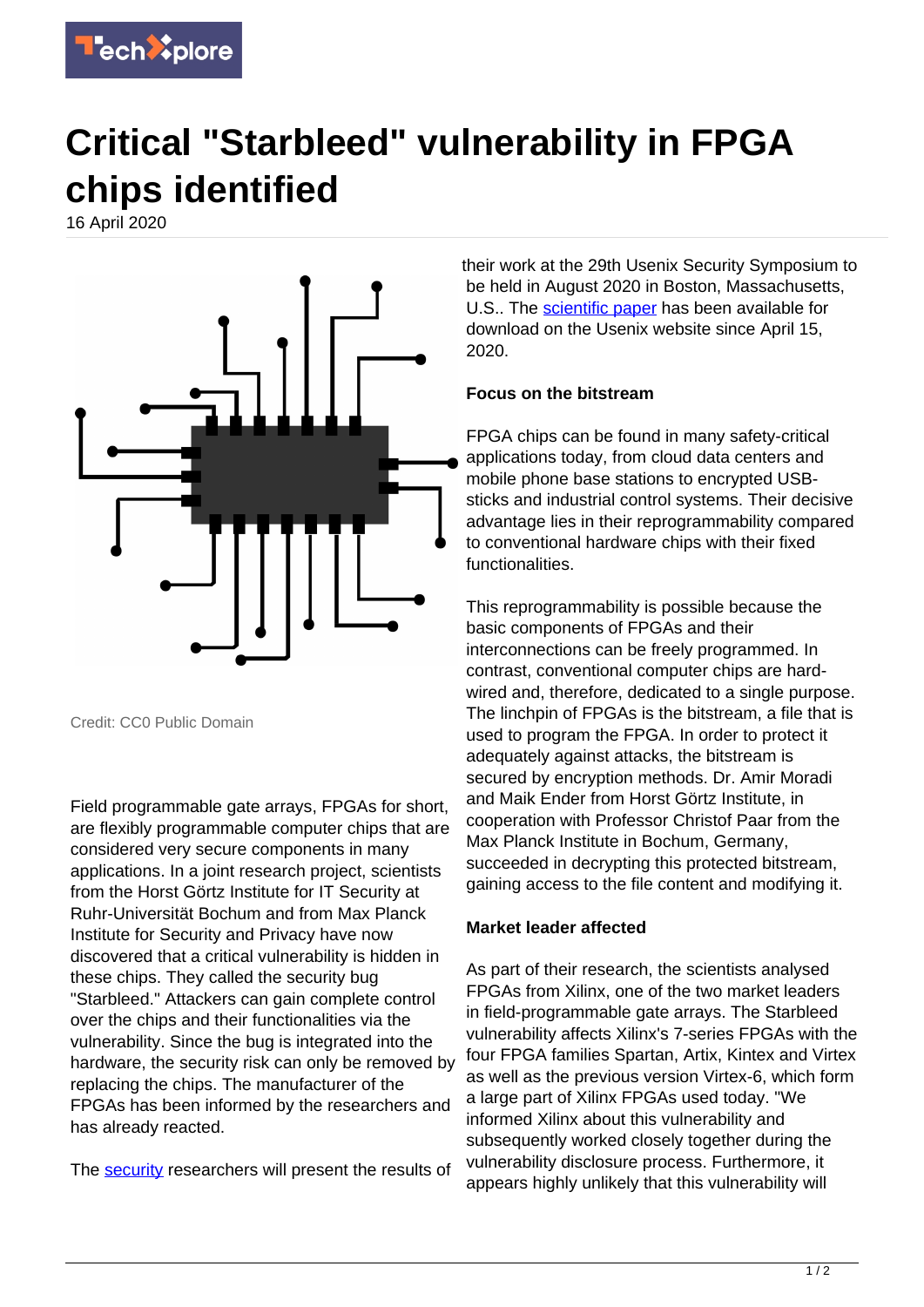# Critical "Starbleed" vulnerability in FPGA chips identified

16 April 2020

Credit: CC0 Public Domain

Field programmable gate arrays, FPGAs for short, are flexibly programmable computer chips that are considered very secure components in many applications. In a joint research project, scientists from the Horst Görtz Institute for IT Security at Ruhr-Universität Bochum and from Max Planck Institute for Security and Privacy have now discovered that a critical vulnerability is hidden in these chips. They called the security bug "Starbleed." Attackers can gain complete control over the chips and their functionalities via the vulnerability. Since the bug is integrated into the hardware, the security risk can only be removed by replacing the chips. The manufacturer of the FPGAs has been informed by the researchers and has already reacted.

The security researchers will present the results of their work at the 29th Usenix Security Symposium to be held in August 2020 in Boston, Massachusetts, U.S.. The scientific paper has been available for download on the Usenix website since April 15, 2020.

**Focus on the bitstream**

FPGA chips can be found in many safety-critical applications today, from cloud data centers and mobile phone base stations to encrypted USB-sticks and industrial control systems. Their decisive advantage lies in their reprogrammability compared to conventional hardware chips with their fixed functionalities.

This reprogrammability is possible because the basic components of FPGAs and their interconnections can be freely programmed. In contrast, conventional computer chips are hard-wired and, therefore, dedicated to a single purpose. The linchpin of FPGAs is the bitstream, a file that is used to program the FPGA. In order to protect it adequately against attacks, the bitstream is secured by encryption methods. Dr. Amir Moradi and Maik Ender from Horst Görtz Institute, in cooperation with Professor Christof Paar from the Max Planck Institute in Bochum, Germany, succeeded in decrypting this protected bitstream, gaining access to the file content and modifying it.

**Market leader affected**

As part of their research, the scientists analysed FPGAs from Xilinx, one of the two market leaders in field-programmable gate arrays. The Starbleed vulnerability affects Xilinx's 7-series FPGAs with the four FPGA families Spartan, Artix, Kintex and Virtex as well as the previous version Virtex-6, which form a large part of Xilinx FPGAs used today. "We informed Xilinx about this vulnerability and subsequently worked closely together during the vulnerability disclosure process. Furthermore, it appears highly unlikely that this vulnerability will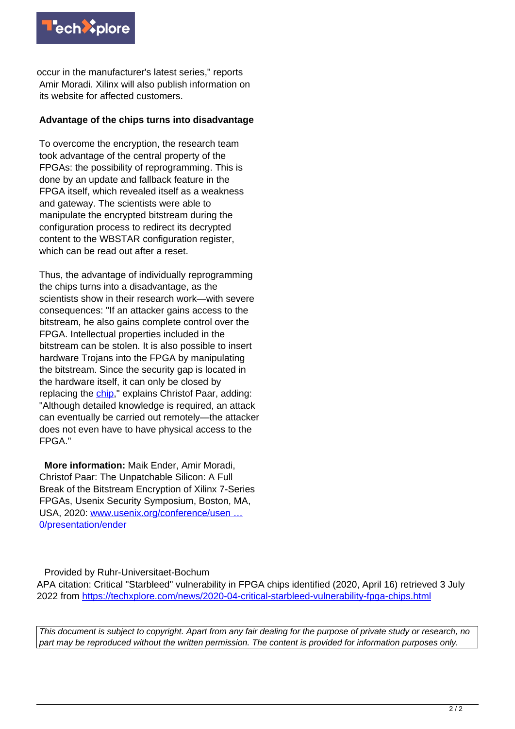occur in the manufacturer's latest series," reports Amir Moradi. Xilinx will also publish information on its website for affected customers.

## Advantage of the chips turns into disadvantage

To overcome the encryption, the research team took advantage of the central property of the FPGAs: the possibility of reprogramming. This is done by an update and fallback feature in the FPGA itself, which revealed itself as a weakness and gateway. The scientists were able to manipulate the encrypted bitstream during the configuration process to redirect its decrypted content to the WBSTAR configuration register, which can be read out after a reset.

Thus, the advantage of individually reprogramming the chips turns into a disadvantage, as the scientists show in their research work—with severe consequences: "If an attacker gains access to the bitstream, he also gains complete control over the FPGA. Intellectual properties included in the bitstream can be stolen. It is also possible to insert hardware Trojans into the FPGA by manipulating the bitstream. Since the security gap is located in the hardware itself, it can only be closed by replacing the chip," explains Christof Paar, adding: "Although detailed knowledge is required, an attack can eventually be carried out remotely—the attacker does not even have to have physical access to the FPGA."

**More information:** Maik Ender, Amir Moradi, Christof Paar: The Unpatchable Silicon: A Full Break of the Bitstream Encryption of Xilinx 7-Series FPGAs, Usenix Security Symposium, Boston, MA, USA, 2020: www.usenix.org/conference/usen … 0/presentation/ender

Provided by Ruhr-Universitaet-Bochum

APA citation: Critical "Starbleed" vulnerability in FPGA chips identified (2020, April 16) retrieved 3 July 2022 from https://techxplore.com/news/2020-04-critical-starbleed-vulnerability-fpga-chips.html

*This document is subject to copyright. Apart from any fair dealing for the purpose of private study or research, no part may be reproduced without the written permission. The content is provided for information purposes only.*